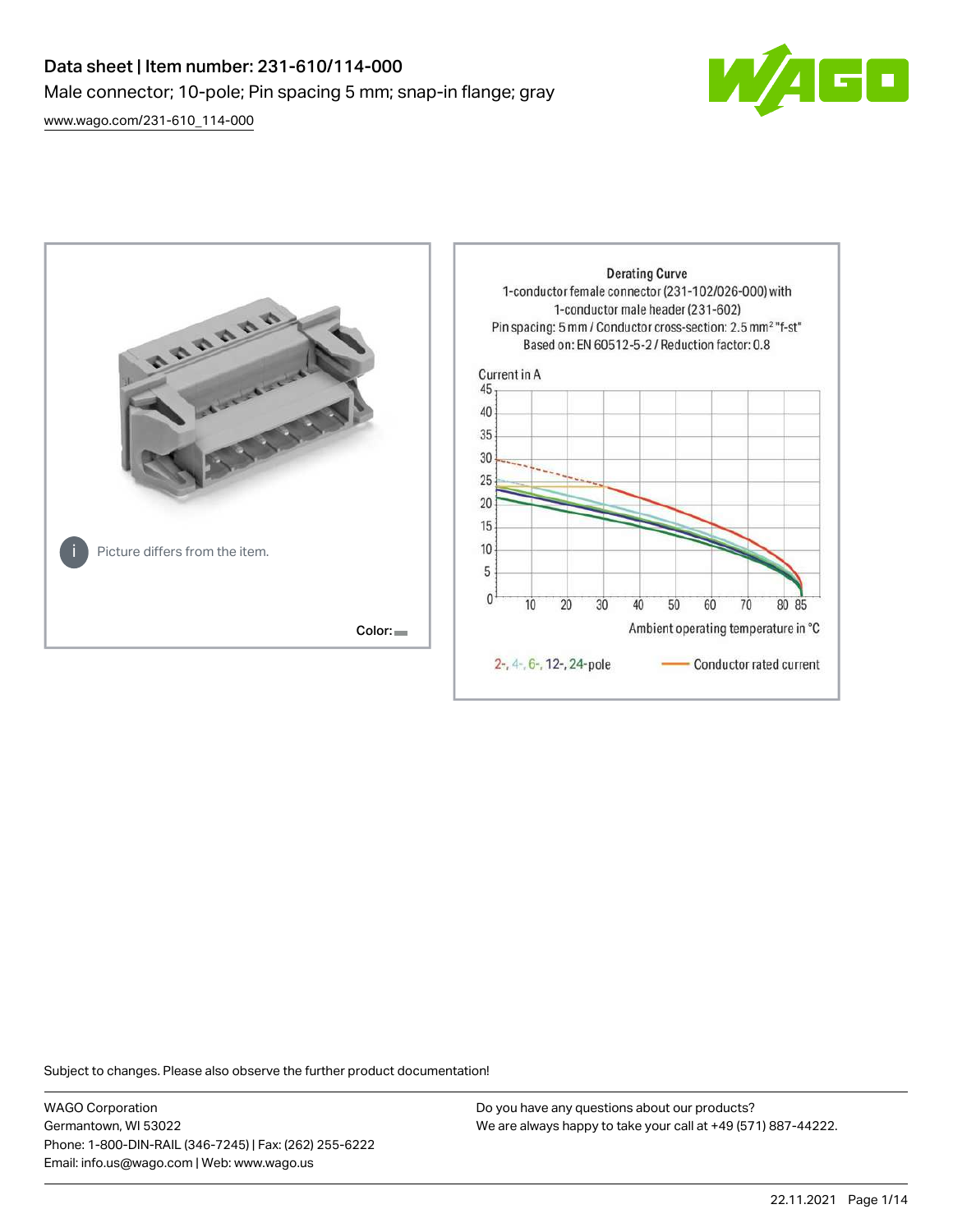# Data sheet | Item number: 231-610/114-000

Male connector; 10-pole; Pin spacing 5 mm; snap-in flange; gray

www.wago.com/231-610_114-000

Picture differs from the item.

Color:

Derating Curve
1-conductor female connector (231-102/026-000) with 1-conductor male header (231-602)
Pin spacing: 5 mm / Conductor cross-section: 2.5 mm² "f-st"
Based on: EN 60512-5-2 / Reduction factor: 0.8

Current in A

Ambient operating temperature in °C

2-, 4-, 6-, 12-, 24-pole — Conductor rated current

Subject to changes. Please also observe the further product documentation!

WAGO Corporation
Germantown, WI 53022
Phone: 1-800-DIN-RAIL (346-7245) | Fax: (262) 255-6222
Email: info.us@wago.com | Web: www.wago.us

Do you have any questions about our products?
We are always happy to take your call at +49 (571) 887-44222.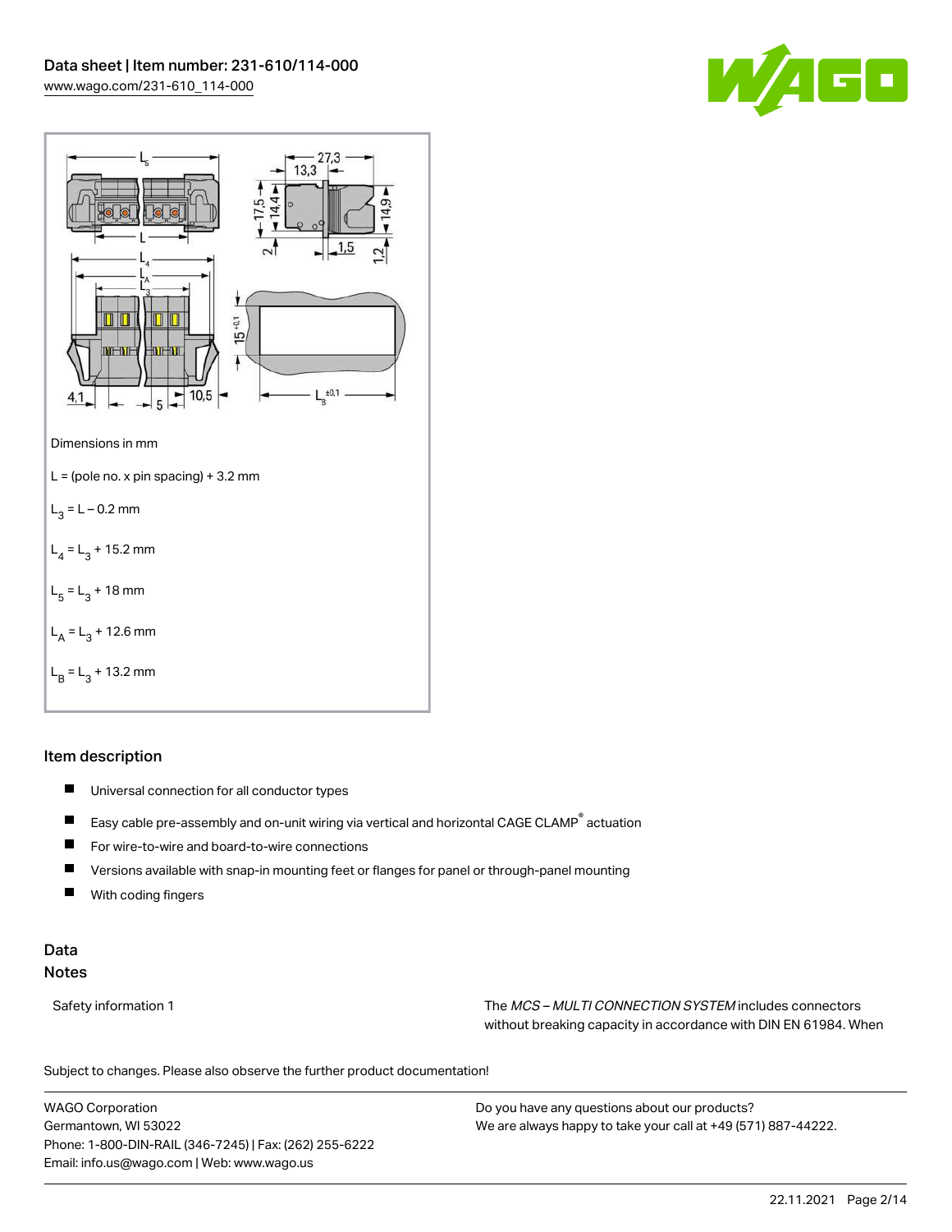Dimensions in mm

L = (pole no. x pin spacing) + 3.2 mm

$L_3$ = L – 0.2 mm

$L_4$ = $L_3$ + 15.2 mm

$L_5$ = $L_3$ + 18 mm

$L_A$ = $L_3$ + 12.6 mm

$L_B$ = $L_3$ + 13.2 mm

## Item description

- Universal connection for all conductor types
- Easy cable pre-assembly and on-unit wiring via vertical and horizontal CAGE CLAMP® actuation
- For wire-to-wire and board-to-wire connections
- Versions available with snap-in mounting feet or flanges for panel or through-panel mounting
- With coding fingers

## Data

### Notes

| Safety information 1 | The *MCS – MULTI CONNECTION SYSTEM* includes connectors without breaking capacity in accordance with DIN EN 61984. When |
|---|---|

Subject to changes. Please also observe the further product documentation!

WAGO Corporation
Germantown, WI 53022
Phone: 1-800-DIN-RAIL (346-7245) | Fax: (262) 255-6222
Email: info.us@wago.com | Web: www.wago.us

Do you have any questions about our products?
We are always happy to take your call at +49 (571) 887-44222.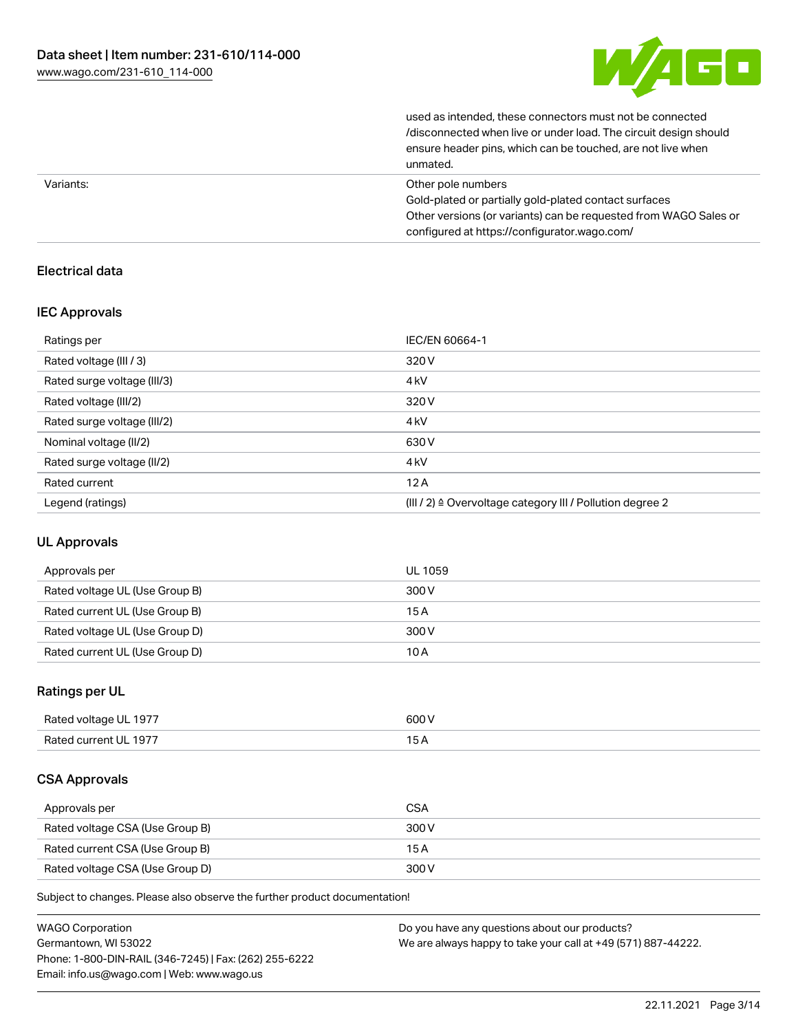| | |
|---|---|
| | used as intended, these connectors must not be connected /disconnected when live or under load. The circuit design should ensure header pins, which can be touched, are not live when unmated. |
| Variants: | Other pole numbers<br>Gold-plated or partially gold-plated contact surfaces<br>Other versions (or variants) can be requested from WAGO Sales or configured at https://configurator.wago.com/ |

## Electrical data

### IEC Approvals

| | |
|---|---|
| Ratings per | IEC/EN 60664-1 |
| Rated voltage (III / 3) | 320 V |
| Rated surge voltage (III/3) | 4 kV |
| Rated voltage (III/2) | 320 V |
| Rated surge voltage (III/2) | 4 kV |
| Nominal voltage (II/2) | 630 V |
| Rated surge voltage (II/2) | 4 kV |
| Rated current | 12 A |
| Legend (ratings) | (III / 2) ≙ Overvoltage category III / Pollution degree 2 |

### UL Approvals

| | |
|---|---|
| Approvals per | UL 1059 |
| Rated voltage UL (Use Group B) | 300 V |
| Rated current UL (Use Group B) | 15 A |
| Rated voltage UL (Use Group D) | 300 V |
| Rated current UL (Use Group D) | 10 A |

### Ratings per UL

| | |
|---|---|
| Rated voltage UL 1977 | 600 V |
| Rated current UL 1977 | 15 A |

### CSA Approvals

| | |
|---|---|
| Approvals per | CSA |
| Rated voltage CSA (Use Group B) | 300 V |
| Rated current CSA (Use Group B) | 15 A |
| Rated voltage CSA (Use Group D) | 300 V |

Subject to changes. Please also observe the further product documentation!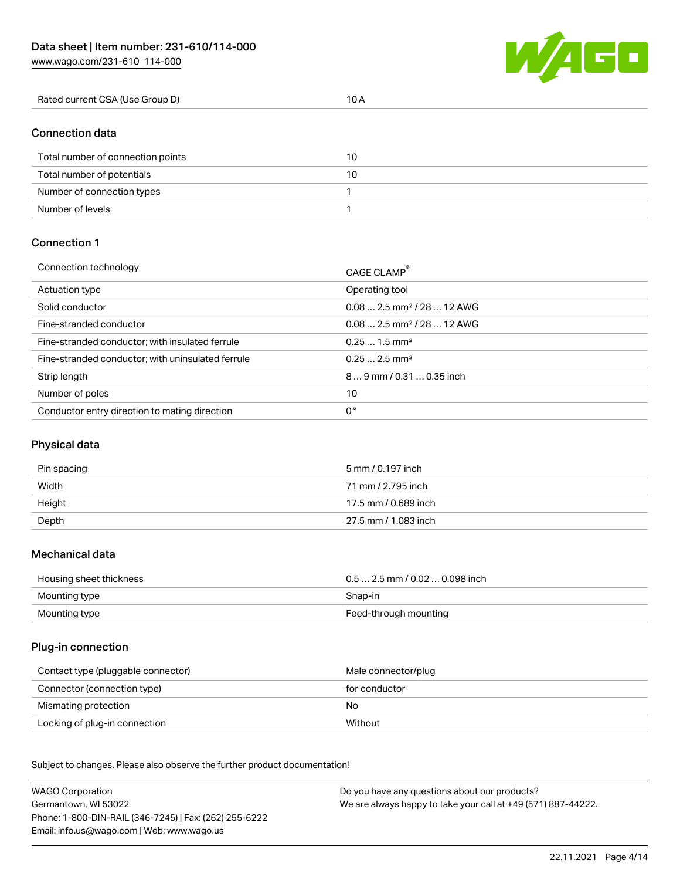| Rated current CSA (Use Group D) | 10 A |
| --- | --- |

## Connection data

| Total number of connection points | 10 |
| --- | --- |
| Total number of potentials | 10 |
| Number of connection types | 1 |
| Number of levels | 1 |

## Connection 1

| Connection technology | CAGE CLAMP® |
| --- | --- |
| Actuation type | Operating tool |
| Solid conductor | 0.08 … 2.5 mm² / 28 … 12 AWG |
| Fine-stranded conductor | 0.08 … 2.5 mm² / 28 … 12 AWG |
| Fine-stranded conductor; with insulated ferrule | 0.25 … 1.5 mm² |
| Fine-stranded conductor; with uninsulated ferrule | 0.25 … 2.5 mm² |
| Strip length | 8 … 9 mm / 0.31 … 0.35 inch |
| Number of poles | 10 |
| Conductor entry direction to mating direction | 0 ° |

## Physical data

| Pin spacing | 5 mm / 0.197 inch |
| --- | --- |
| Width | 71 mm / 2.795 inch |
| Height | 17.5 mm / 0.689 inch |
| Depth | 27.5 mm / 1.083 inch |

## Mechanical data

| Housing sheet thickness | 0.5 … 2.5 mm / 0.02 … 0.098 inch |
| --- | --- |
| Mounting type | Snap-in |
| Mounting type | Feed-through mounting |

## Plug-in connection

| Contact type (pluggable connector) | Male connector/plug |
| --- | --- |
| Connector (connection type) | for conductor |
| Mismating protection | No |
| Locking of plug-in connection | Without |

Subject to changes. Please also observe the further product documentation!

WAGO Corporation
Germantown, WI 53022
Phone: 1-800-DIN-RAIL (346-7245) | Fax: (262) 255-6222
Email: info.us@wago.com | Web: www.wago.us

Do you have any questions about our products?
We are always happy to take your call at +49 (571) 887-44222.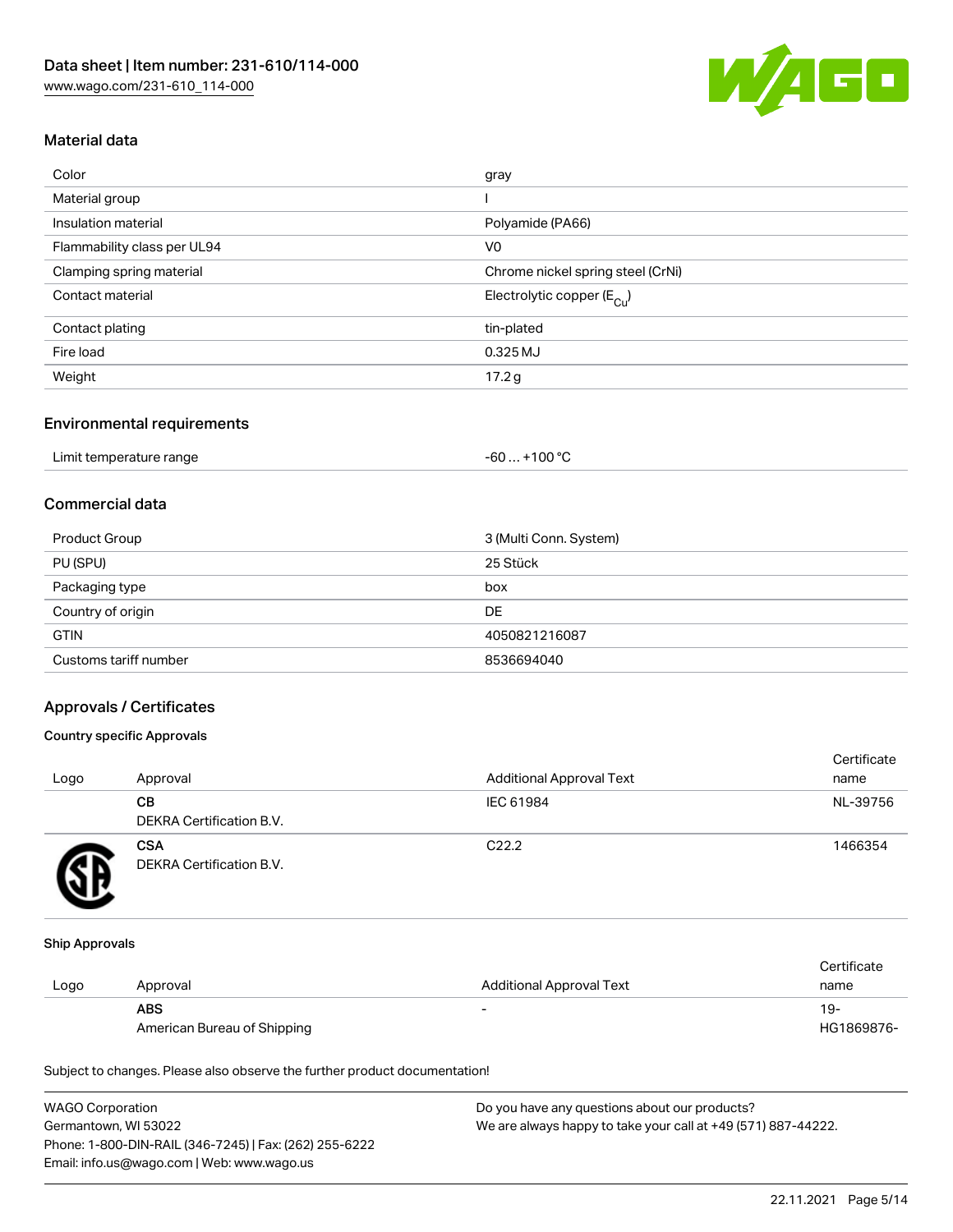## Material data

| | |
|---|---|
| Color | gray |
| Material group | I |
| Insulation material | Polyamide (PA66) |
| Flammability class per UL94 | V0 |
| Clamping spring material | Chrome nickel spring steel (CrNi) |
| Contact material | Electrolytic copper ($E_{Cu}$) |
| Contact plating | tin-plated |
| Fire load | 0.325 MJ |
| Weight | 17.2 g |

## Environmental requirements

| | |
|---|---|
| Limit temperature range | -60 … +100 °C |

## Commercial data

| | |
|---|---|
| Product Group | 3 (Multi Conn. System) |
| PU (SPU) | 25 Stück |
| Packaging type | box |
| Country of origin | DE |
| GTIN | 4050821216087 |
| Customs tariff number | 8536694040 |

## Approvals / Certificates

### Country specific Approvals

| Logo | Approval | Additional Approval Text | Certificate name |
|---|---|---|---|
| | **CB**<br>DEKRA Certification B.V. | IEC 61984 | NL-39756 |
| | **CSA**<br>DEKRA Certification B.V. | C22.2 | 1466354 |

### Ship Approvals

| Logo | Approval | Additional Approval Text | Certificate name |
|---|---|---|---|
| | **ABS**<br>American Bureau of Shipping | - | 19-HG1869876- |

Subject to changes. Please also observe the further product documentation!

WAGO Corporation
Germantown, WI 53022
Phone: 1-800-DIN-RAIL (346-7245) | Fax: (262) 255-6222
Email: info.us@wago.com | Web: www.wago.us

Do you have any questions about our products?
We are always happy to take your call at +49 (571) 887-44222.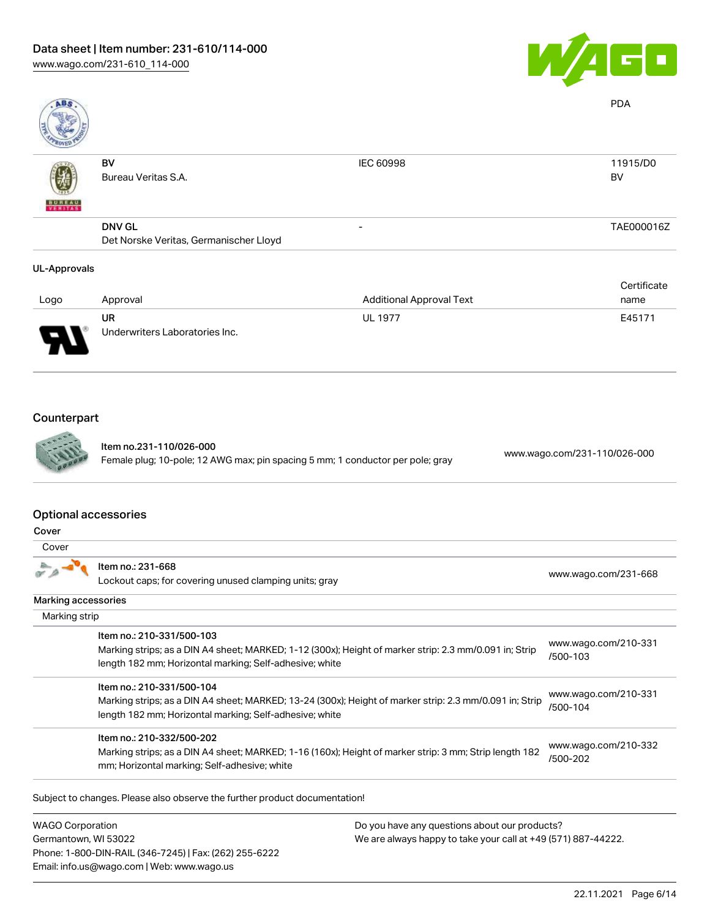| | | | PDA |
|---|---|---|---|
| | **BV**<br>Bureau Veritas S.A. | IEC 60998 | 11915/D0<br>BV |
| | **DNV GL**<br>Det Norske Veritas, Germanischer Lloyd | - | TAE000016Z |

**UL-Approvals**

| Logo | Approval | Additional Approval Text | Certificate name |
|---|---|---|---|
| | **UR**<br>Underwriters Laboratories Inc. | UL 1977 | E45171 |

## Counterpart

| | | |
|---|---|---|
| | **Item no.231-110/026-000**<br>Female plug; 10-pole; 12 AWG max; pin spacing 5 mm; 1 conductor per pole; gray | www.wago.com/231-110/026-000 |

## Optional accessories

**Cover**

Cover

| | | |
|---|---|---|
| | **Item no.: 231-668**<br>Lockout caps; for covering unused clamping units; gray | www.wago.com/231-668 |

**Marking accessories**

Marking strip

| | | |
|---|---|---|
| | **Item no.: 210-331/500-103**<br>Marking strips; as a DIN A4 sheet; MARKED; 1-12 (300x); Height of marker strip: 2.3 mm/0.091 in; Strip length 182 mm; Horizontal marking; Self-adhesive; white | www.wago.com/210-331/500-103 |
| | **Item no.: 210-331/500-104**<br>Marking strips; as a DIN A4 sheet; MARKED; 13-24 (300x); Height of marker strip: 2.3 mm/0.091 in; Strip length 182 mm; Horizontal marking; Self-adhesive; white | www.wago.com/210-331/500-104 |
| | **Item no.: 210-332/500-202**<br>Marking strips; as a DIN A4 sheet; MARKED; 1-16 (160x); Height of marker strip: 3 mm; Strip length 182 mm; Horizontal marking; Self-adhesive; white | www.wago.com/210-332/500-202 |

Subject to changes. Please also observe the further product documentation!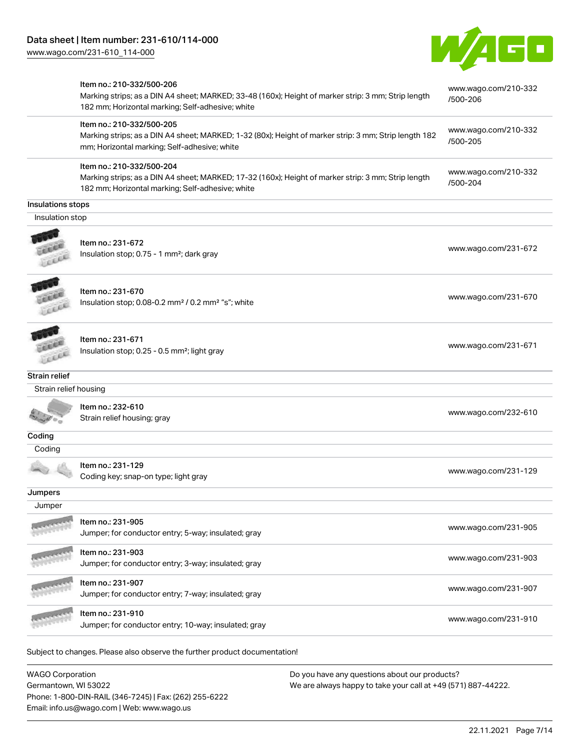| | | |
|---|---|---|
| | Item no.: 210-332/500-206<br>Marking strips; as a DIN A4 sheet; MARKED; 33-48 (160x); Height of marker strip: 3 mm; Strip length 182 mm; Horizontal marking; Self-adhesive; white | www.wago.com/210-332/500-206 |
| | Item no.: 210-332/500-205<br>Marking strips; as a DIN A4 sheet; MARKED; 1-32 (80x); Height of marker strip: 3 mm; Strip length 182 mm; Horizontal marking; Self-adhesive; white | www.wago.com/210-332/500-205 |
| | Item no.: 210-332/500-204<br>Marking strips; as a DIN A4 sheet; MARKED; 17-32 (160x); Height of marker strip: 3 mm; Strip length 182 mm; Horizontal marking; Self-adhesive; white | www.wago.com/210-332/500-204 |

**Insulations stops**

Insulation stop

| | | |
|---|---|---|
| | Item no.: 231-672<br>Insulation stop; 0.75 - 1 mm²; dark gray | www.wago.com/231-672 |
| | Item no.: 231-670<br>Insulation stop; 0.08-0.2 mm² / 0.2 mm² "s"; white | www.wago.com/231-670 |
| | Item no.: 231-671<br>Insulation stop; 0.25 - 0.5 mm²; light gray | www.wago.com/231-671 |

**Strain relief**

Strain relief housing

| | | |
|---|---|---|
| | Item no.: 232-610<br>Strain relief housing; gray | www.wago.com/232-610 |

**Coding**

Coding

| | | |
|---|---|---|
| | Item no.: 231-129<br>Coding key; snap-on type; light gray | www.wago.com/231-129 |

**Jumpers**

Jumper

| | | |
|---|---|---|
| | Item no.: 231-905<br>Jumper; for conductor entry; 5-way; insulated; gray | www.wago.com/231-905 |
| | Item no.: 231-903<br>Jumper; for conductor entry; 3-way; insulated; gray | www.wago.com/231-903 |
| | Item no.: 231-907<br>Jumper; for conductor entry; 7-way; insulated; gray | www.wago.com/231-907 |
| | Item no.: 231-910<br>Jumper; for conductor entry; 10-way; insulated; gray | www.wago.com/231-910 |

Subject to changes. Please also observe the further product documentation!

WAGO Corporation
Germantown, WI 53022
Phone: 1-800-DIN-RAIL (346-7245) | Fax: (262) 255-6222
Email: info.us@wago.com | Web: www.wago.us

Do you have any questions about our products?
We are always happy to take your call at +49 (571) 887-44222.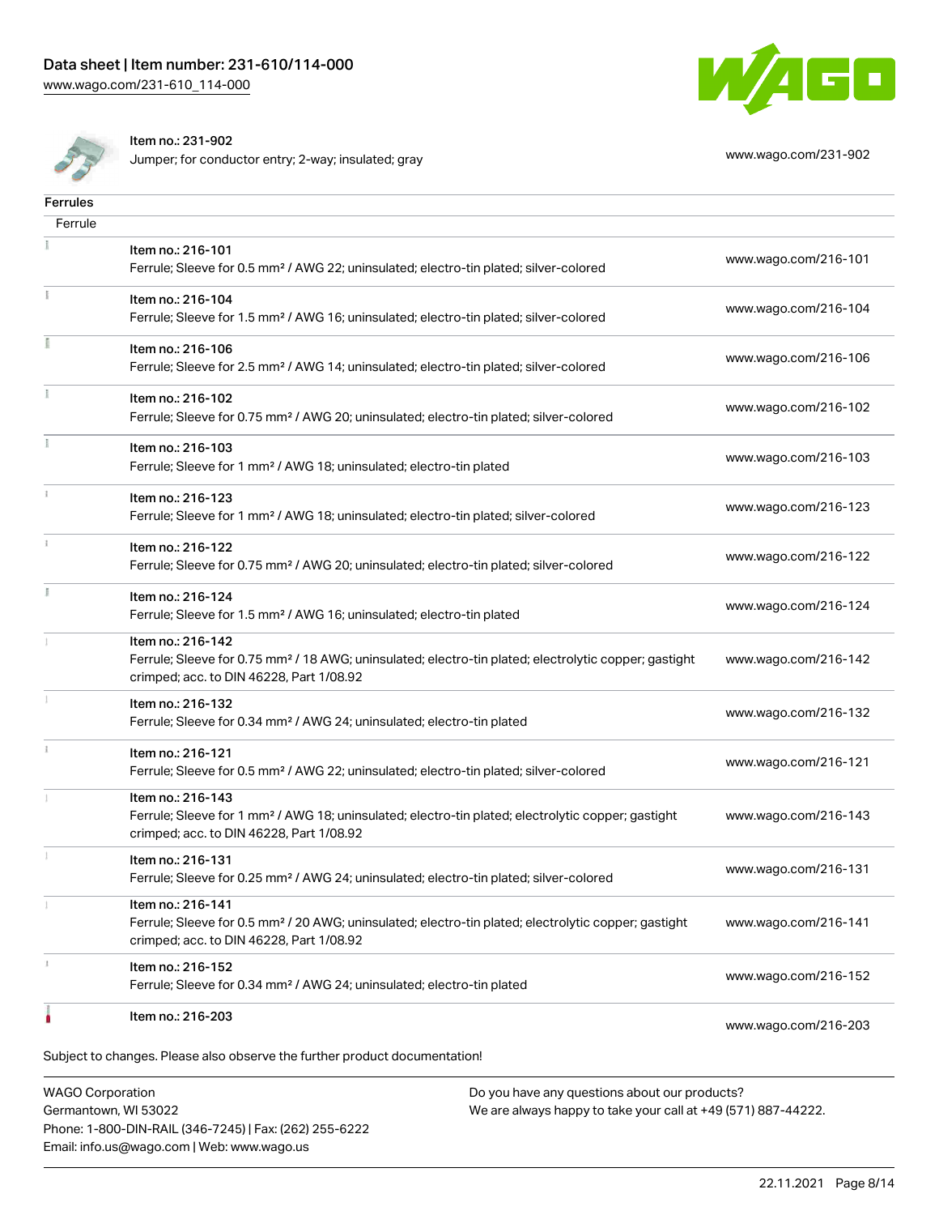| | | |
|---|---|---|
| | Item no.: 231-902<br>Jumper; for conductor entry; 2-way; insulated; gray | www.wago.com/231-902 |

## Ferrules

| Ferrule | | |
|---|---|---|
| | Item no.: 216-101<br>Ferrule; Sleeve for 0.5 mm² / AWG 22; uninsulated; electro-tin plated; silver-colored | www.wago.com/216-101 |
| | Item no.: 216-104<br>Ferrule; Sleeve for 1.5 mm² / AWG 16; uninsulated; electro-tin plated; silver-colored | www.wago.com/216-104 |
| | Item no.: 216-106<br>Ferrule; Sleeve for 2.5 mm² / AWG 14; uninsulated; electro-tin plated; silver-colored | www.wago.com/216-106 |
| | Item no.: 216-102<br>Ferrule; Sleeve for 0.75 mm² / AWG 20; uninsulated; electro-tin plated; silver-colored | www.wago.com/216-102 |
| | Item no.: 216-103<br>Ferrule; Sleeve for 1 mm² / AWG 18; uninsulated; electro-tin plated | www.wago.com/216-103 |
| | Item no.: 216-123<br>Ferrule; Sleeve for 1 mm² / AWG 18; uninsulated; electro-tin plated; silver-colored | www.wago.com/216-123 |
| | Item no.: 216-122<br>Ferrule; Sleeve for 0.75 mm² / AWG 20; uninsulated; electro-tin plated; silver-colored | www.wago.com/216-122 |
| | Item no.: 216-124<br>Ferrule; Sleeve for 1.5 mm² / AWG 16; uninsulated; electro-tin plated | www.wago.com/216-124 |
| | Item no.: 216-142<br>Ferrule; Sleeve for 0.75 mm² / 18 AWG; uninsulated; electro-tin plated; electrolytic copper; gastight crimped; acc. to DIN 46228, Part 1/08.92 | www.wago.com/216-142 |
| | Item no.: 216-132<br>Ferrule; Sleeve for 0.34 mm² / AWG 24; uninsulated; electro-tin plated | www.wago.com/216-132 |
| | Item no.: 216-121<br>Ferrule; Sleeve for 0.5 mm² / AWG 22; uninsulated; electro-tin plated; silver-colored | www.wago.com/216-121 |
| | Item no.: 216-143<br>Ferrule; Sleeve for 1 mm² / AWG 18; uninsulated; electro-tin plated; electrolytic copper; gastight crimped; acc. to DIN 46228, Part 1/08.92 | www.wago.com/216-143 |
| | Item no.: 216-131<br>Ferrule; Sleeve for 0.25 mm² / AWG 24; uninsulated; electro-tin plated; silver-colored | www.wago.com/216-131 |
| | Item no.: 216-141<br>Ferrule; Sleeve for 0.5 mm² / 20 AWG; uninsulated; electro-tin plated; electrolytic copper; gastight crimped; acc. to DIN 46228, Part 1/08.92 | www.wago.com/216-141 |
| | Item no.: 216-152<br>Ferrule; Sleeve for 0.34 mm² / AWG 24; uninsulated; electro-tin plated | www.wago.com/216-152 |
| | Item no.: 216-203 | www.wago.com/216-203 |

Subject to changes. Please also observe the further product documentation!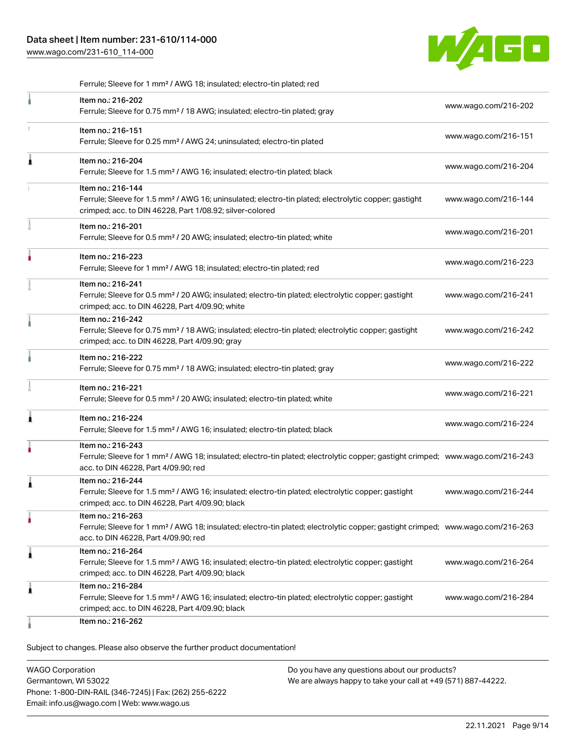Ferrule; Sleeve for 1 mm² / AWG 18; insulated; electro-tin plated; red

| Item | Link |
| --- | --- |
| Item no.: 216-202<br>Ferrule; Sleeve for 0.75 mm² / 18 AWG; insulated; electro-tin plated; gray | www.wago.com/216-202 |
| Item no.: 216-151<br>Ferrule; Sleeve for 0.25 mm² / AWG 24; uninsulated; electro-tin plated | www.wago.com/216-151 |
| Item no.: 216-204<br>Ferrule; Sleeve for 1.5 mm² / AWG 16; insulated; electro-tin plated; black | www.wago.com/216-204 |
| Item no.: 216-144<br>Ferrule; Sleeve for 1.5 mm² / AWG 16; uninsulated; electro-tin plated; electrolytic copper; gastight crimped; acc. to DIN 46228, Part 1/08.92; silver-colored | www.wago.com/216-144 |
| Item no.: 216-201<br>Ferrule; Sleeve for 0.5 mm² / 20 AWG; insulated; electro-tin plated; white | www.wago.com/216-201 |
| Item no.: 216-223<br>Ferrule; Sleeve for 1 mm² / AWG 18; insulated; electro-tin plated; red | www.wago.com/216-223 |
| Item no.: 216-241<br>Ferrule; Sleeve for 0.5 mm² / 20 AWG; insulated; electro-tin plated; electrolytic copper; gastight crimped; acc. to DIN 46228, Part 4/09.90; white | www.wago.com/216-241 |
| Item no.: 216-242<br>Ferrule; Sleeve for 0.75 mm² / 18 AWG; insulated; electro-tin plated; electrolytic copper; gastight crimped; acc. to DIN 46228, Part 4/09.90; gray | www.wago.com/216-242 |
| Item no.: 216-222<br>Ferrule; Sleeve for 0.75 mm² / 18 AWG; insulated; electro-tin plated; gray | www.wago.com/216-222 |
| Item no.: 216-221<br>Ferrule; Sleeve for 0.5 mm² / 20 AWG; insulated; electro-tin plated; white | www.wago.com/216-221 |
| Item no.: 216-224<br>Ferrule; Sleeve for 1.5 mm² / AWG 16; insulated; electro-tin plated; black | www.wago.com/216-224 |
| Item no.: 216-243<br>Ferrule; Sleeve for 1 mm² / AWG 18; insulated; electro-tin plated; electrolytic copper; gastight crimped; acc. to DIN 46228, Part 4/09.90; red | www.wago.com/216-243 |
| Item no.: 216-244<br>Ferrule; Sleeve for 1.5 mm² / AWG 16; insulated; electro-tin plated; electrolytic copper; gastight crimped; acc. to DIN 46228, Part 4/09.90; black | www.wago.com/216-244 |
| Item no.: 216-263<br>Ferrule; Sleeve for 1 mm² / AWG 18; insulated; electro-tin plated; electrolytic copper; gastight crimped; acc. to DIN 46228, Part 4/09.90; red | www.wago.com/216-263 |
| Item no.: 216-264<br>Ferrule; Sleeve for 1.5 mm² / AWG 16; insulated; electro-tin plated; electrolytic copper; gastight crimped; acc. to DIN 46228, Part 4/09.90; black | www.wago.com/216-264 |
| Item no.: 216-284<br>Ferrule; Sleeve for 1.5 mm² / AWG 16; insulated; electro-tin plated; electrolytic copper; gastight crimped; acc. to DIN 46228, Part 4/09.90; black | www.wago.com/216-284 |
| Item no.: 216-262 | |

Subject to changes. Please also observe the further product documentation!

WAGO Corporation
Germantown, WI 53022
Phone: 1-800-DIN-RAIL (346-7245) | Fax: (262) 255-6222
Email: info.us@wago.com | Web: www.wago.us

Do you have any questions about our products?
We are always happy to take your call at +49 (571) 887-44222.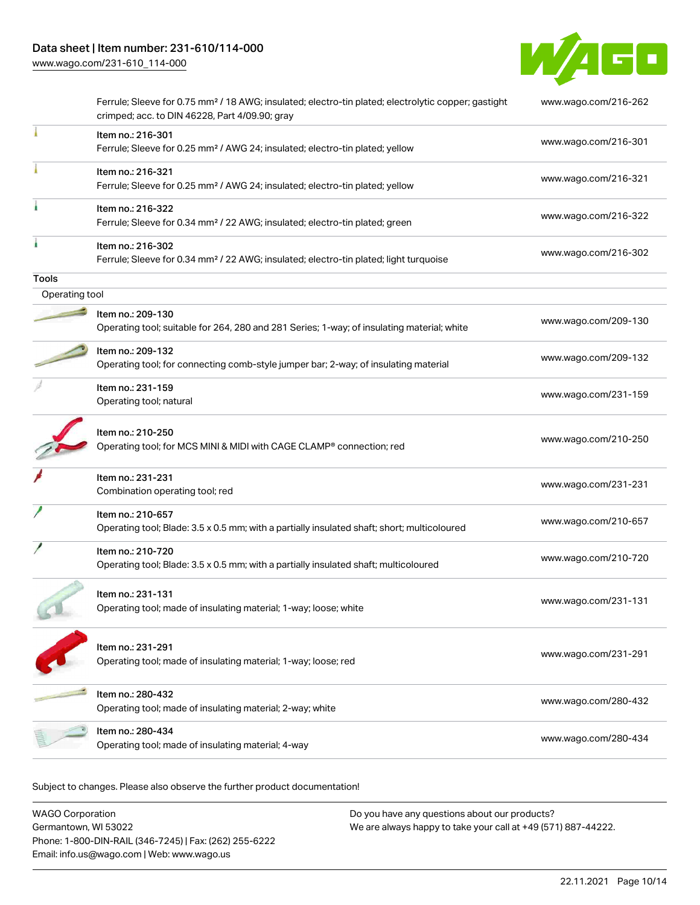| | | |
|---|---|---|
| | Ferrule; Sleeve for 0.75 mm² / 18 AWG; insulated; electro-tin plated; electrolytic copper; gastight crimped; acc. to DIN 46228, Part 4/09.90; gray | www.wago.com/216-262 |
| | Item no.: 216-301<br>Ferrule; Sleeve for 0.25 mm² / AWG 24; insulated; electro-tin plated; yellow | www.wago.com/216-301 |
| | Item no.: 216-321<br>Ferrule; Sleeve for 0.25 mm² / AWG 24; insulated; electro-tin plated; yellow | www.wago.com/216-321 |
| | Item no.: 216-322<br>Ferrule; Sleeve for 0.34 mm² / 22 AWG; insulated; electro-tin plated; green | www.wago.com/216-322 |
| | Item no.: 216-302<br>Ferrule; Sleeve for 0.34 mm² / 22 AWG; insulated; electro-tin plated; light turquoise | www.wago.com/216-302 |

**Tools**

Operating tool

| | | |
|---|---|---|
| | Item no.: 209-130<br>Operating tool; suitable for 264, 280 and 281 Series; 1-way; of insulating material; white | www.wago.com/209-130 |
| | Item no.: 209-132<br>Operating tool; for connecting comb-style jumper bar; 2-way; of insulating material | www.wago.com/209-132 |
| | Item no.: 231-159<br>Operating tool; natural | www.wago.com/231-159 |
| | Item no.: 210-250<br>Operating tool; for MCS MINI & MIDI with CAGE CLAMP® connection; red | www.wago.com/210-250 |
| | Item no.: 231-231<br>Combination operating tool; red | www.wago.com/231-231 |
| | Item no.: 210-657<br>Operating tool; Blade: 3.5 x 0.5 mm; with a partially insulated shaft; short; multicoloured | www.wago.com/210-657 |
| | Item no.: 210-720<br>Operating tool; Blade: 3.5 x 0.5 mm; with a partially insulated shaft; multicoloured | www.wago.com/210-720 |
| | Item no.: 231-131<br>Operating tool; made of insulating material; 1-way; loose; white | www.wago.com/231-131 |
| | Item no.: 231-291<br>Operating tool; made of insulating material; 1-way; loose; red | www.wago.com/231-291 |
| | Item no.: 280-432<br>Operating tool; made of insulating material; 2-way; white | www.wago.com/280-432 |
| | Item no.: 280-434<br>Operating tool; made of insulating material; 4-way | www.wago.com/280-434 |

Subject to changes. Please also observe the further product documentation!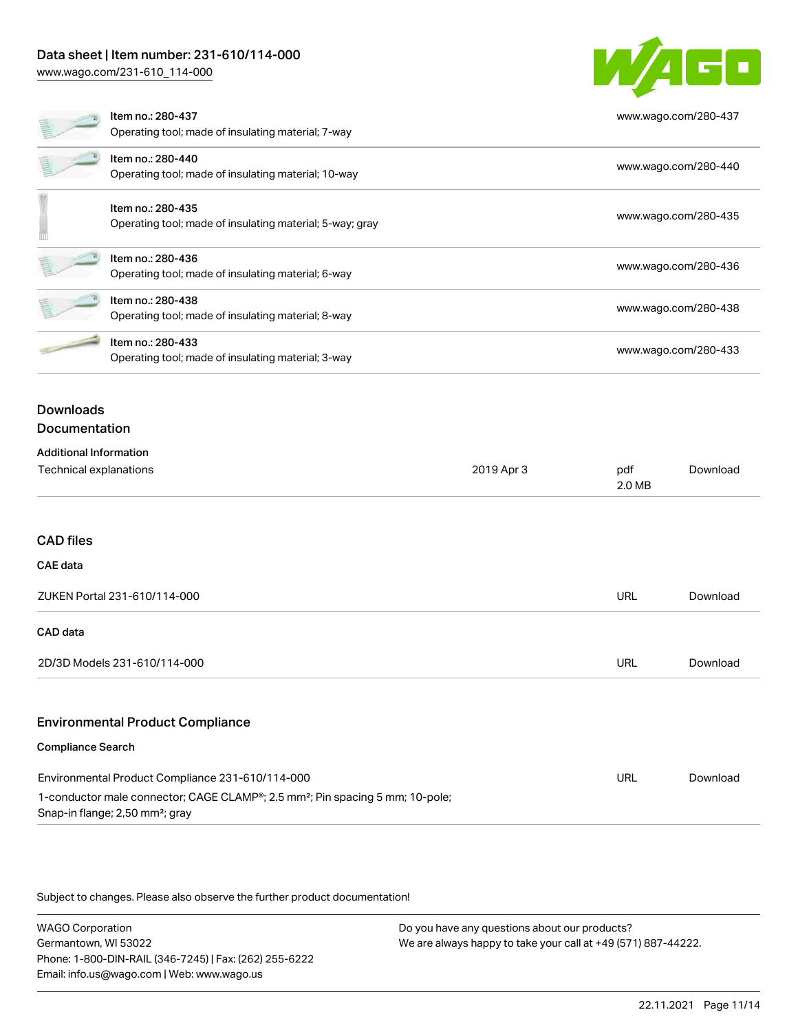| Item | URL |
| --- | --- |
| Item no.: 280-437<br>Operating tool; made of insulating material; 7-way | www.wago.com/280-437 |
| Item no.: 280-440<br>Operating tool; made of insulating material; 10-way | www.wago.com/280-440 |
| Item no.: 280-435<br>Operating tool; made of insulating material; 5-way; gray | www.wago.com/280-435 |
| Item no.: 280-436<br>Operating tool; made of insulating material; 6-way | www.wago.com/280-436 |
| Item no.: 280-438<br>Operating tool; made of insulating material; 8-way | www.wago.com/280-438 |
| Item no.: 280-433<br>Operating tool; made of insulating material; 3-way | www.wago.com/280-433 |

## Downloads

### Documentation

**Additional Information**

| | | | |
| --- | --- | --- | --- |
| Technical explanations | 2019 Apr 3 | pdf<br>2.0 MB | Download |

### CAD files

**CAE data**

| | | |
| --- | --- | --- |
| ZUKEN Portal 231-610/114-000 | URL | Download |

**CAD data**

| | | |
| --- | --- | --- |
| 2D/3D Models 231-610/114-000 | URL | Download |

### Environmental Product Compliance

**Compliance Search**

| | | |
| --- | --- | --- |
| Environmental Product Compliance 231-610/114-000<br>1-conductor male connector; CAGE CLAMP®; 2.5 mm²; Pin spacing 5 mm; 10-pole; Snap-in flange; 2,50 mm²; gray | URL | Download |

Subject to changes. Please also observe the further product documentation!

WAGO Corporation
Germantown, WI 53022
Phone: 1-800-DIN-RAIL (346-7245) | Fax: (262) 255-6222
Email: info.us@wago.com | Web: www.wago.us

Do you have any questions about our products?
We are always happy to take your call at +49 (571) 887-44222.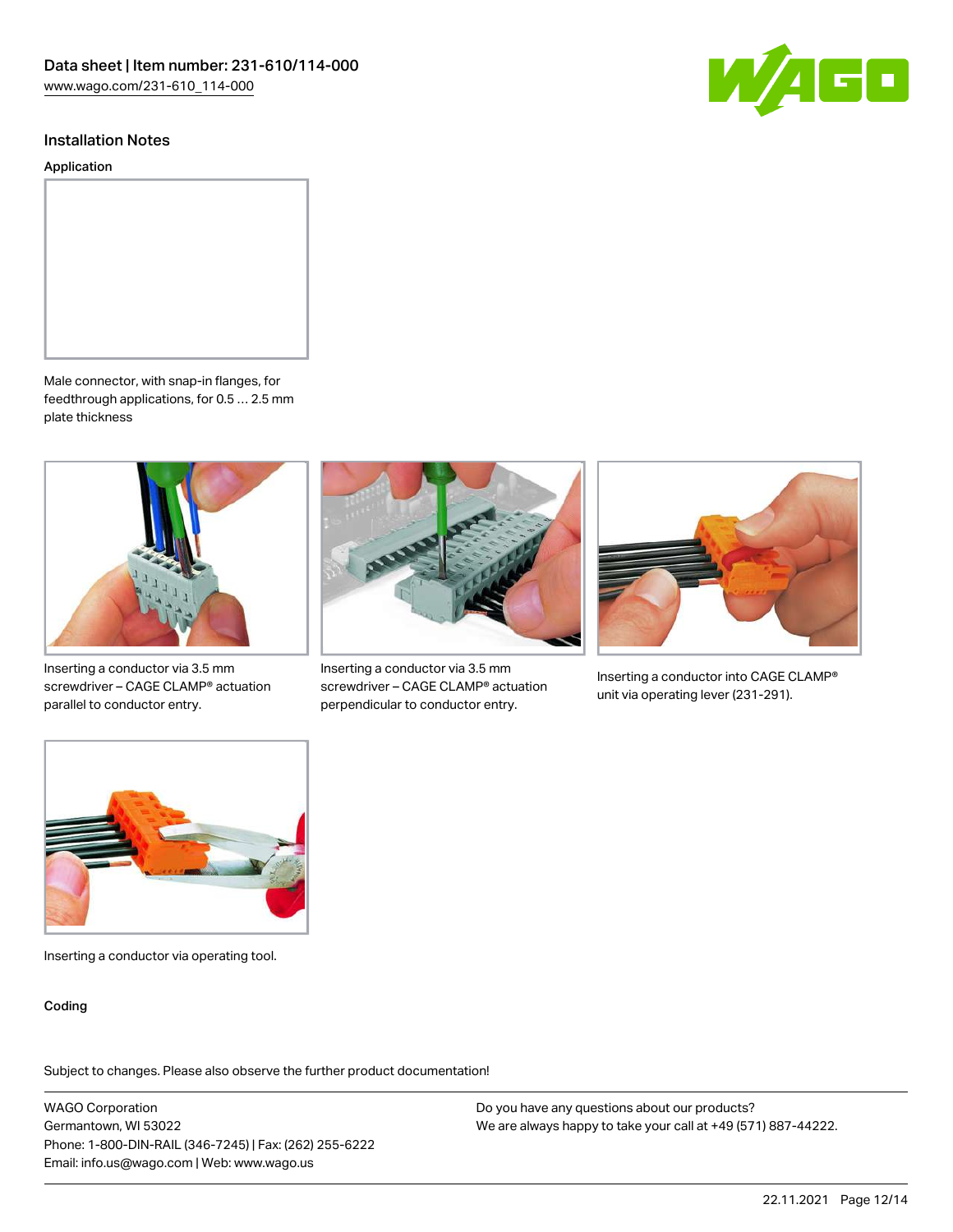## Installation Notes

### Application

Male connector, with snap-in flanges, for feedthrough applications, for 0.5 … 2.5 mm plate thickness

Inserting a conductor via 3.5 mm screwdriver – CAGE CLAMP® actuation parallel to conductor entry.

Inserting a conductor via 3.5 mm screwdriver – CAGE CLAMP® actuation perpendicular to conductor entry.

Inserting a conductor into CAGE CLAMP® unit via operating lever (231-291).

Inserting a conductor via operating tool.

### Coding

Subject to changes. Please also observe the further product documentation!

WAGO Corporation
Germantown, WI 53022
Phone: 1-800-DIN-RAIL (346-7245) | Fax: (262) 255-6222
Email: info.us@wago.com | Web: www.wago.us

Do you have any questions about our products?
We are always happy to take your call at +49 (571) 887-44222.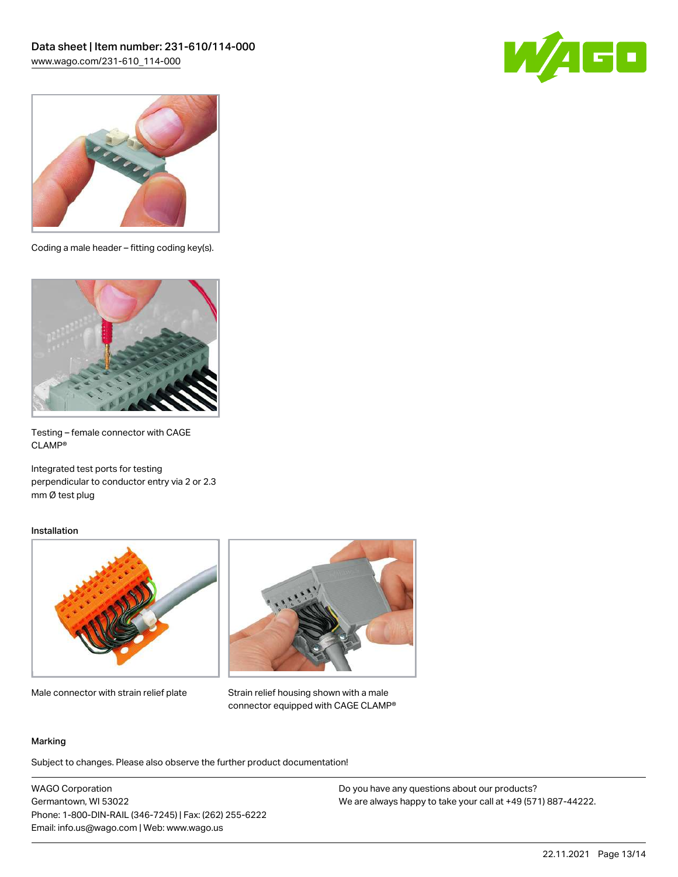Coding a male header – fitting coding key(s).

Testing – female connector with CAGE CLAMP®

Integrated test ports for testing perpendicular to conductor entry via 2 or 2.3 mm Ø test plug

### Installation

Male connector with strain relief plate

Strain relief housing shown with a male connector equipped with CAGE CLAMP®

### Marking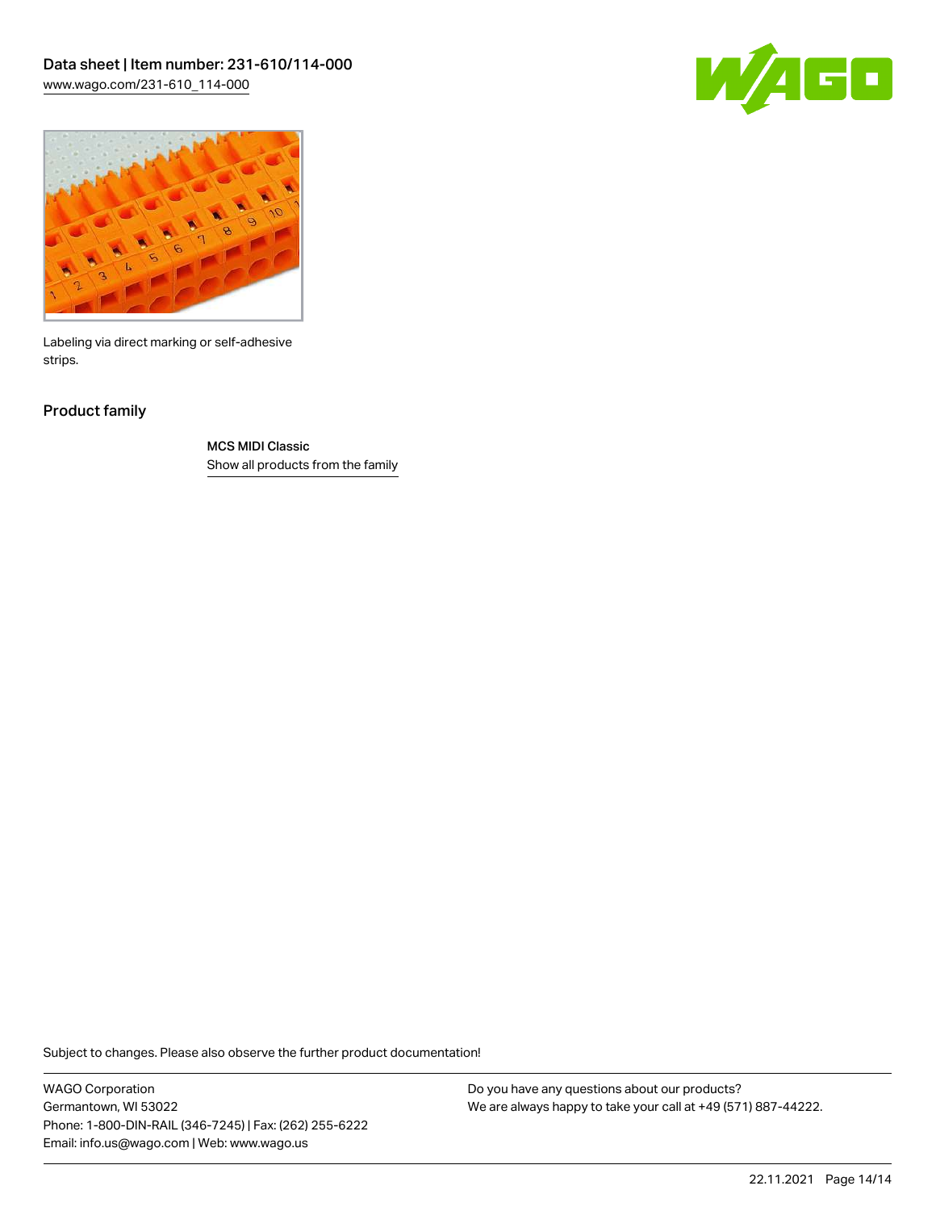Labeling via direct marking or self-adhesive strips.

## Product family

**MCS MIDI Classic**
Show all products from the family

Subject to changes. Please also observe the further product documentation!

WAGO Corporation
Germantown, WI 53022
Phone: 1-800-DIN-RAIL (346-7245) | Fax: (262) 255-6222
Email: info.us@wago.com | Web: www.wago.us

Do you have any questions about our products?
We are always happy to take your call at +49 (571) 887-44222.